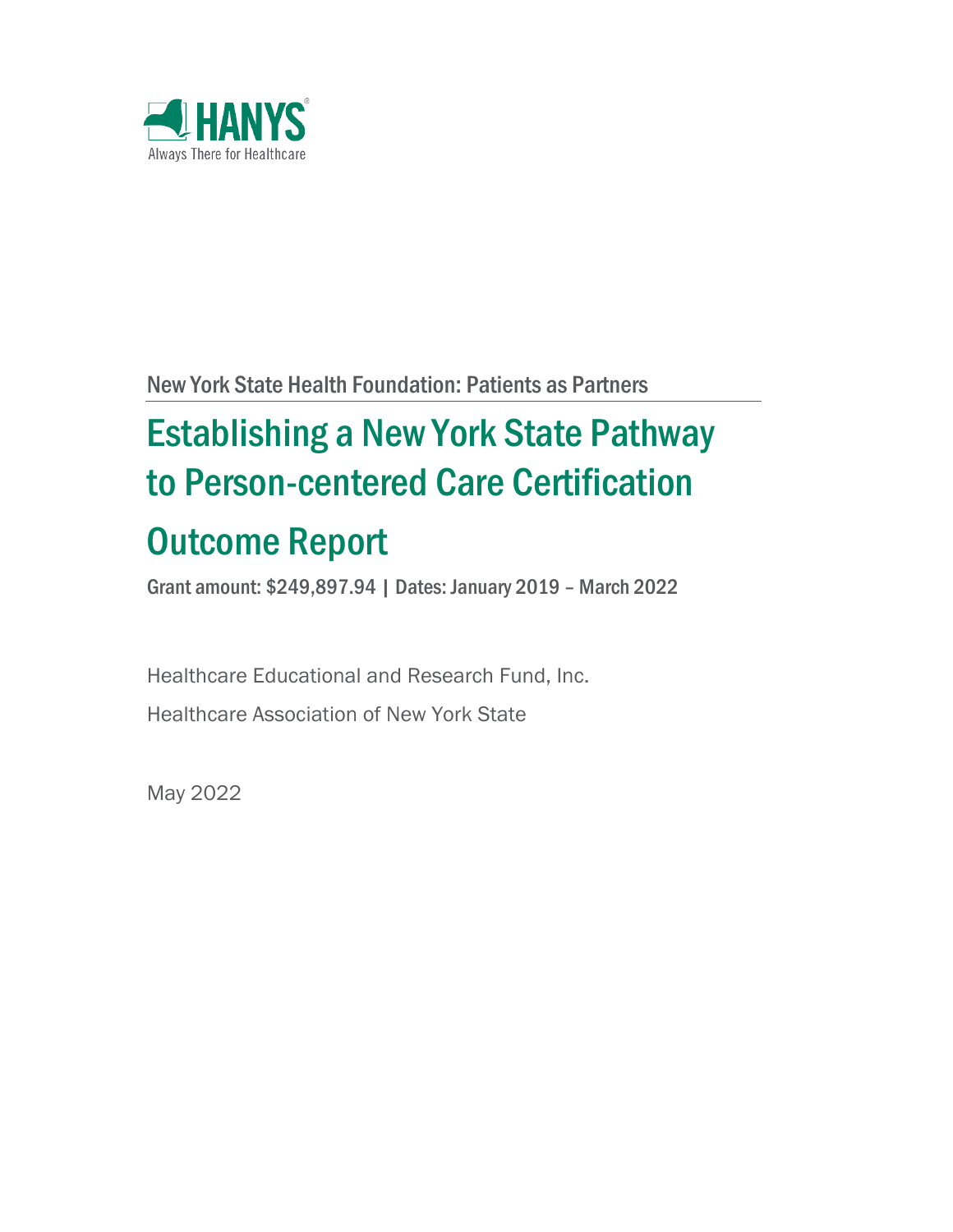HANYS

Always There for Healthcare

New York State Health Foundation: Patients as Partners

# Establishing a New York State Pathway to Person-centered Care Certification Outcome Report

**Grant amount: $249,897.94 | Dates: January 2019 – March 2022**

Healthcare Educational and Research Fund, Inc.

Healthcare Association of New York State

May 2022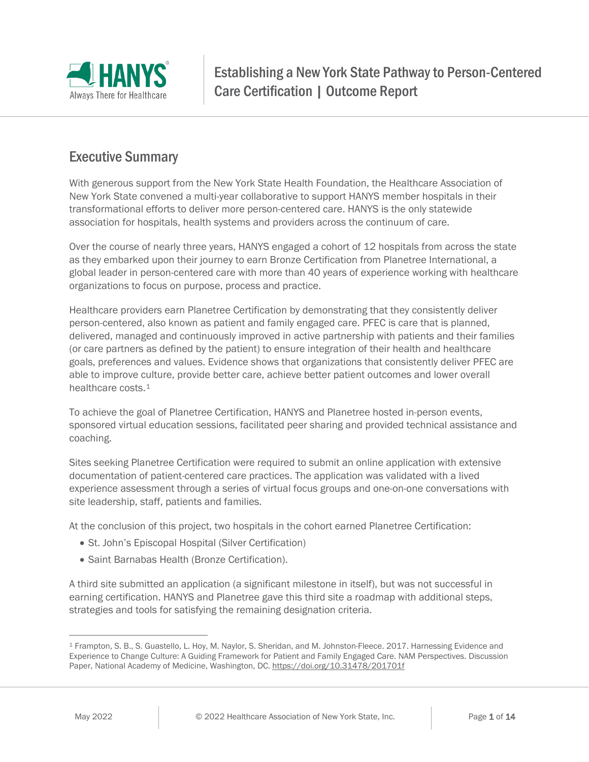# Establishing a New York State Pathway to Person-Centered Care Certification | Outcome Report

## Executive Summary

With generous support from the New York State Health Foundation, the Healthcare Association of New York State convened a multi-year collaborative to support HANYS member hospitals in their transformational efforts to deliver more person-centered care. HANYS is the only statewide association for hospitals, health systems and providers across the continuum of care.

Over the course of nearly three years, HANYS engaged a cohort of 12 hospitals from across the state as they embarked upon their journey to earn Bronze Certification from Planetree International, a global leader in person-centered care with more than 40 years of experience working with healthcare organizations to focus on purpose, process and practice.

Healthcare providers earn Planetree Certification by demonstrating that they consistently deliver person-centered, also known as patient and family engaged care. PFEC is care that is planned, delivered, managed and continuously improved in active partnership with patients and their families (or care partners as defined by the patient) to ensure integration of their health and healthcare goals, preferences and values. Evidence shows that organizations that consistently deliver PFEC are able to improve culture, provide better care, achieve better patient outcomes and lower overall healthcare costs.[1]

To achieve the goal of Planetree Certification, HANYS and Planetree hosted in-person events, sponsored virtual education sessions, facilitated peer sharing and provided technical assistance and coaching.

Sites seeking Planetree Certification were required to submit an online application with extensive documentation of patient-centered care practices. The application was validated with a lived experience assessment through a series of virtual focus groups and one-on-one conversations with site leadership, staff, patients and families.

At the conclusion of this project, two hospitals in the cohort earned Planetree Certification:

- St. John's Episcopal Hospital (Silver Certification)
- Saint Barnabas Health (Bronze Certification).

A third site submitted an application (a significant milestone in itself), but was not successful in earning certification. HANYS and Planetree gave this third site a roadmap with additional steps, strategies and tools for satisfying the remaining designation criteria.

---

[1] Frampton, S. B., S. Guastello, L. Hoy, M. Naylor, S. Sheridan, and M. Johnston-Fleece. 2017. Harnessing Evidence and Experience to Change Culture: A Guiding Framework for Patient and Family Engaged Care. NAM Perspectives. Discussion Paper, National Academy of Medicine, Washington, DC. https://doi.org/10.31478/201701f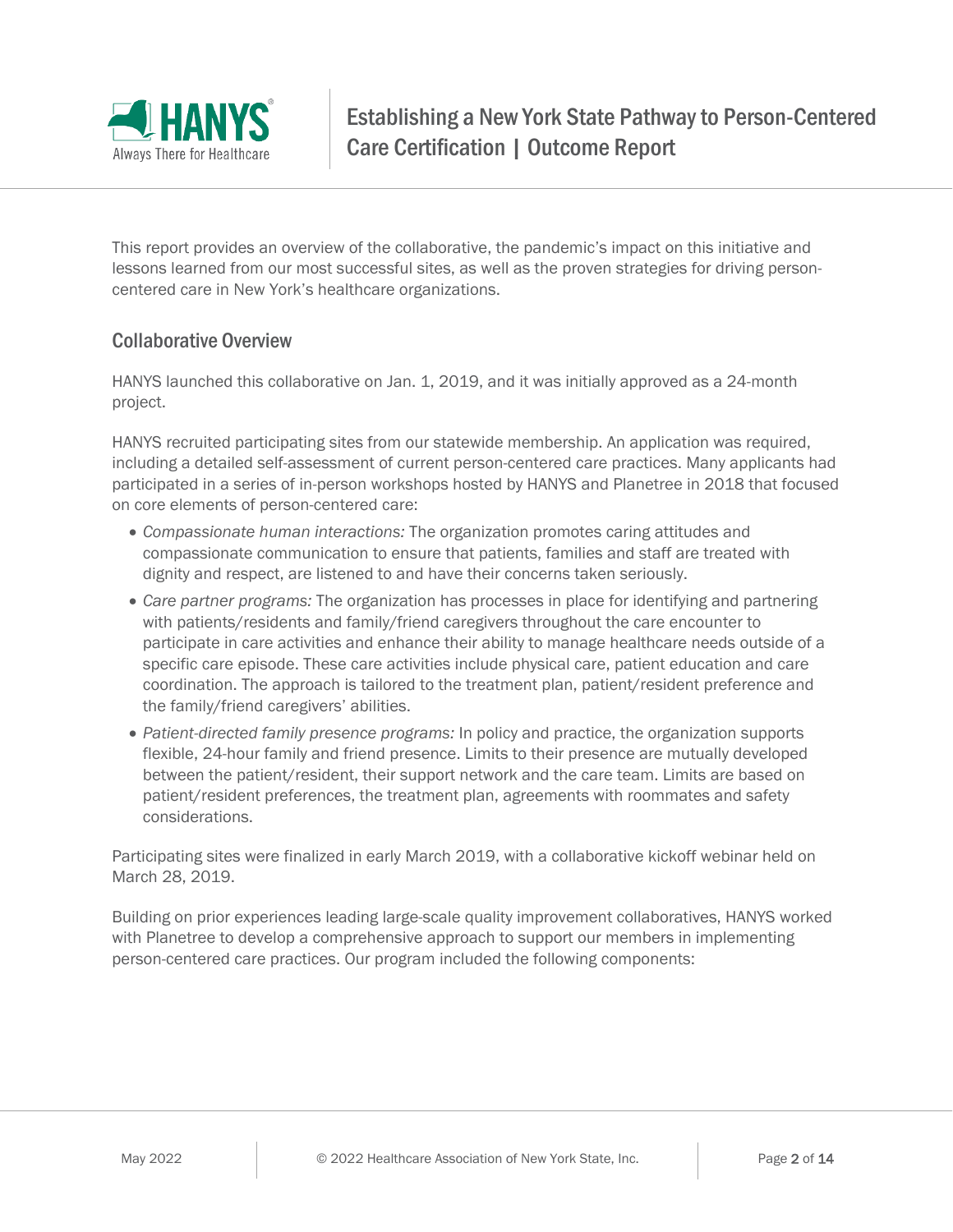This report provides an overview of the collaborative, the pandemic's impact on this initiative and lessons learned from our most successful sites, as well as the proven strategies for driving person-centered care in New York's healthcare organizations.

## Collaborative Overview

HANYS launched this collaborative on Jan. 1, 2019, and it was initially approved as a 24-month project.

HANYS recruited participating sites from our statewide membership. An application was required, including a detailed self-assessment of current person-centered care practices. Many applicants had participated in a series of in-person workshops hosted by HANYS and Planetree in 2018 that focused on core elements of person-centered care:

- *Compassionate human interactions:* The organization promotes caring attitudes and compassionate communication to ensure that patients, families and staff are treated with dignity and respect, are listened to and have their concerns taken seriously.
- *Care partner programs:* The organization has processes in place for identifying and partnering with patients/residents and family/friend caregivers throughout the care encounter to participate in care activities and enhance their ability to manage healthcare needs outside of a specific care episode. These care activities include physical care, patient education and care coordination. The approach is tailored to the treatment plan, patient/resident preference and the family/friend caregivers' abilities.
- *Patient-directed family presence programs:* In policy and practice, the organization supports flexible, 24-hour family and friend presence. Limits to their presence are mutually developed between the patient/resident, their support network and the care team. Limits are based on patient/resident preferences, the treatment plan, agreements with roommates and safety considerations.

Participating sites were finalized in early March 2019, with a collaborative kickoff webinar held on March 28, 2019.

Building on prior experiences leading large-scale quality improvement collaboratives, HANYS worked with Planetree to develop a comprehensive approach to support our members in implementing person-centered care practices. Our program included the following components: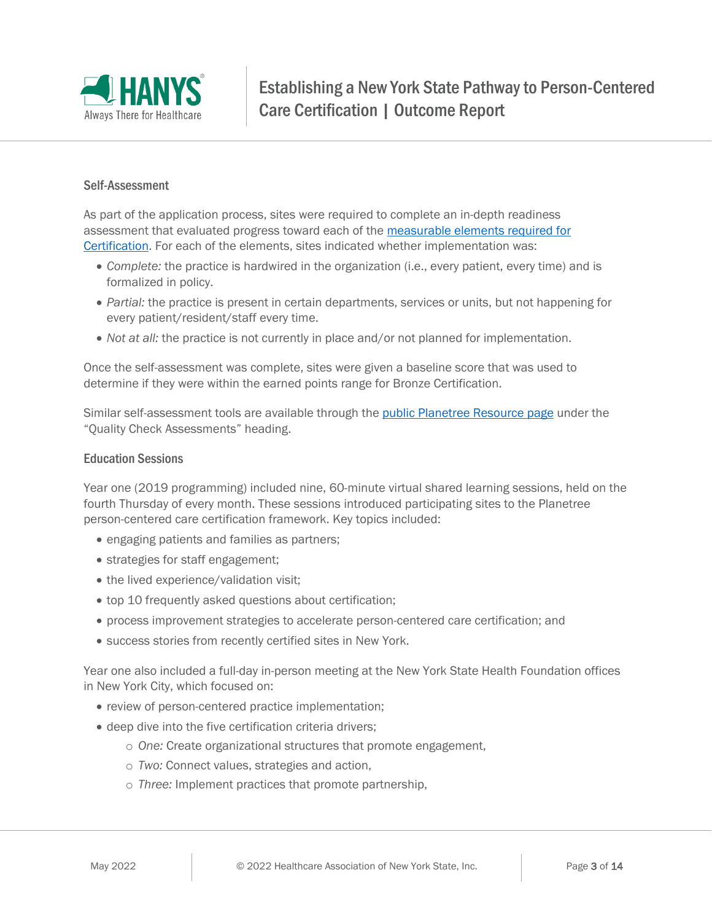### Self-Assessment

As part of the application process, sites were required to complete an in-depth readiness assessment that evaluated progress toward each of the [measurable elements required for Certification](). For each of the elements, sites indicated whether implementation was:

- *Complete:* the practice is hardwired in the organization (i.e., every patient, every time) and is formalized in policy.
- *Partial:* the practice is present in certain departments, services or units, but not happening for every patient/resident/staff every time.
- *Not at all:* the practice is not currently in place and/or not planned for implementation.

Once the self-assessment was complete, sites were given a baseline score that was used to determine if they were within the earned points range for Bronze Certification.

Similar self-assessment tools are available through the [public Planetree Resource page]() under the "Quality Check Assessments" heading.

### Education Sessions

Year one (2019 programming) included nine, 60-minute virtual shared learning sessions, held on the fourth Thursday of every month. These sessions introduced participating sites to the Planetree person-centered care certification framework. Key topics included:

- engaging patients and families as partners;
- strategies for staff engagement;
- the lived experience/validation visit;
- top 10 frequently asked questions about certification;
- process improvement strategies to accelerate person-centered care certification; and
- success stories from recently certified sites in New York.

Year one also included a full-day in-person meeting at the New York State Health Foundation offices in New York City, which focused on:

- review of person-centered practice implementation;
- deep dive into the five certification criteria drivers;
  - *One:* Create organizational structures that promote engagement,
  - *Two:* Connect values, strategies and action,
  - *Three:* Implement practices that promote partnership,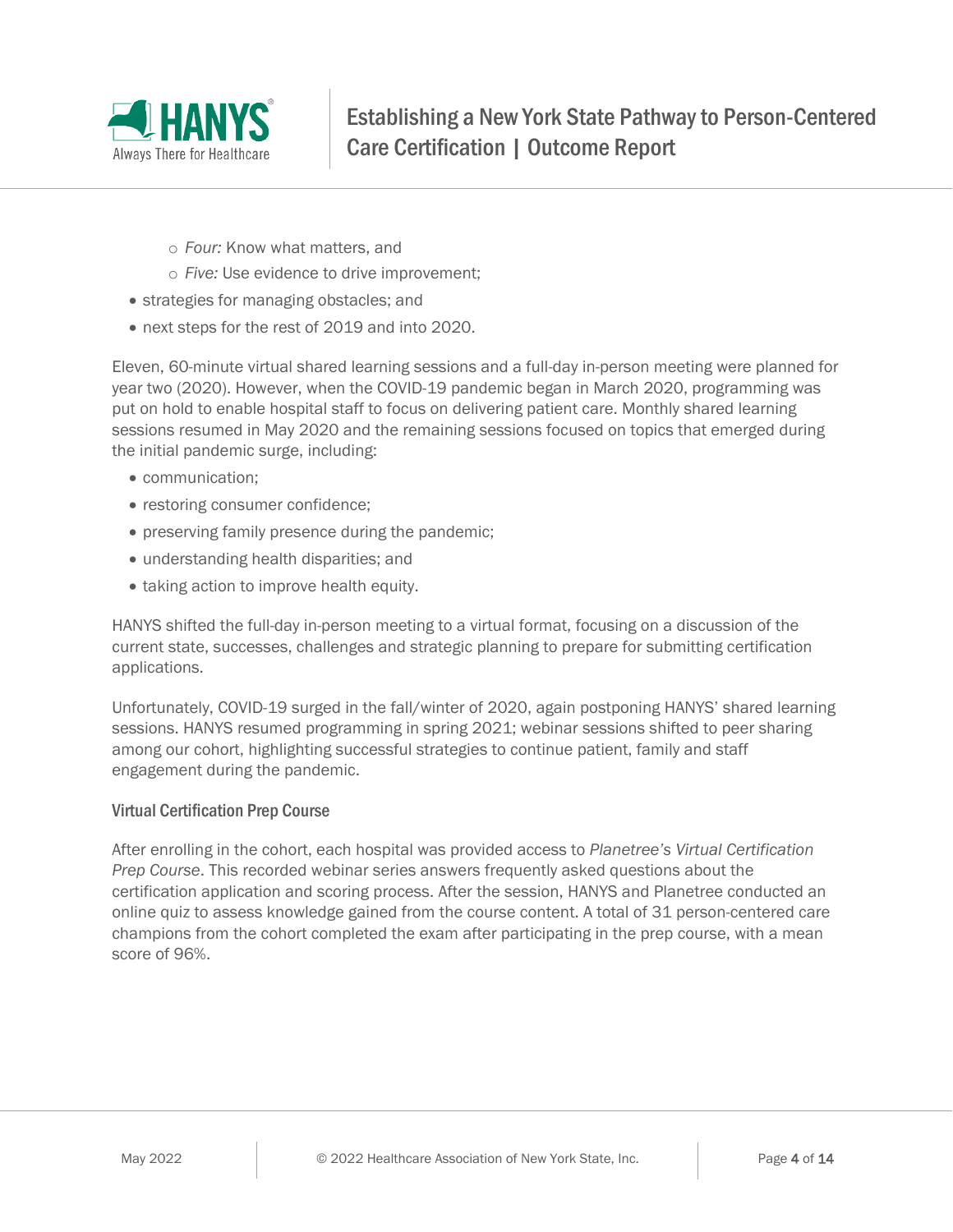- *Four:* Know what matters, and
  - *Five:* Use evidence to drive improvement;
- strategies for managing obstacles; and
- next steps for the rest of 2019 and into 2020.

Eleven, 60-minute virtual shared learning sessions and a full-day in-person meeting were planned for year two (2020). However, when the COVID-19 pandemic began in March 2020, programming was put on hold to enable hospital staff to focus on delivering patient care. Monthly shared learning sessions resumed in May 2020 and the remaining sessions focused on topics that emerged during the initial pandemic surge, including:

- communication;
- restoring consumer confidence;
- preserving family presence during the pandemic;
- understanding health disparities; and
- taking action to improve health equity.

HANYS shifted the full-day in-person meeting to a virtual format, focusing on a discussion of the current state, successes, challenges and strategic planning to prepare for submitting certification applications.

Unfortunately, COVID-19 surged in the fall/winter of 2020, again postponing HANYS' shared learning sessions. HANYS resumed programming in spring 2021; webinar sessions shifted to peer sharing among our cohort, highlighting successful strategies to continue patient, family and staff engagement during the pandemic.

### Virtual Certification Prep Course

After enrolling in the cohort, each hospital was provided access to *Planetree's Virtual Certification Prep Course*. This recorded webinar series answers frequently asked questions about the certification application and scoring process. After the session, HANYS and Planetree conducted an online quiz to assess knowledge gained from the course content. A total of 31 person-centered care champions from the cohort completed the exam after participating in the prep course, with a mean score of 96%.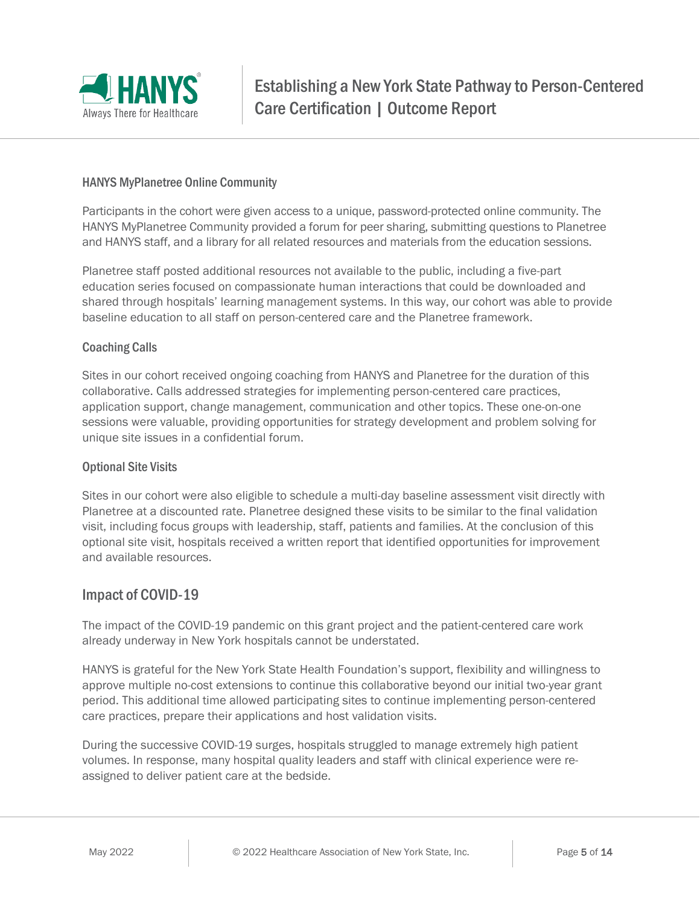### HANYS MyPlanetree Online Community

Participants in the cohort were given access to a unique, password-protected online community. The HANYS MyPlanetree Community provided a forum for peer sharing, submitting questions to Planetree and HANYS staff, and a library for all related resources and materials from the education sessions.

Planetree staff posted additional resources not available to the public, including a five-part education series focused on compassionate human interactions that could be downloaded and shared through hospitals' learning management systems. In this way, our cohort was able to provide baseline education to all staff on person-centered care and the Planetree framework.

### Coaching Calls

Sites in our cohort received ongoing coaching from HANYS and Planetree for the duration of this collaborative. Calls addressed strategies for implementing person-centered care practices, application support, change management, communication and other topics. These one-on-one sessions were valuable, providing opportunities for strategy development and problem solving for unique site issues in a confidential forum.

### Optional Site Visits

Sites in our cohort were also eligible to schedule a multi-day baseline assessment visit directly with Planetree at a discounted rate. Planetree designed these visits to be similar to the final validation visit, including focus groups with leadership, staff, patients and families. At the conclusion of this optional site visit, hospitals received a written report that identified opportunities for improvement and available resources.

## Impact of COVID-19

The impact of the COVID-19 pandemic on this grant project and the patient-centered care work already underway in New York hospitals cannot be understated.

HANYS is grateful for the New York State Health Foundation's support, flexibility and willingness to approve multiple no-cost extensions to continue this collaborative beyond our initial two-year grant period. This additional time allowed participating sites to continue implementing person-centered care practices, prepare their applications and host validation visits.

During the successive COVID-19 surges, hospitals struggled to manage extremely high patient volumes. In response, many hospital quality leaders and staff with clinical experience were re-assigned to deliver patient care at the bedside.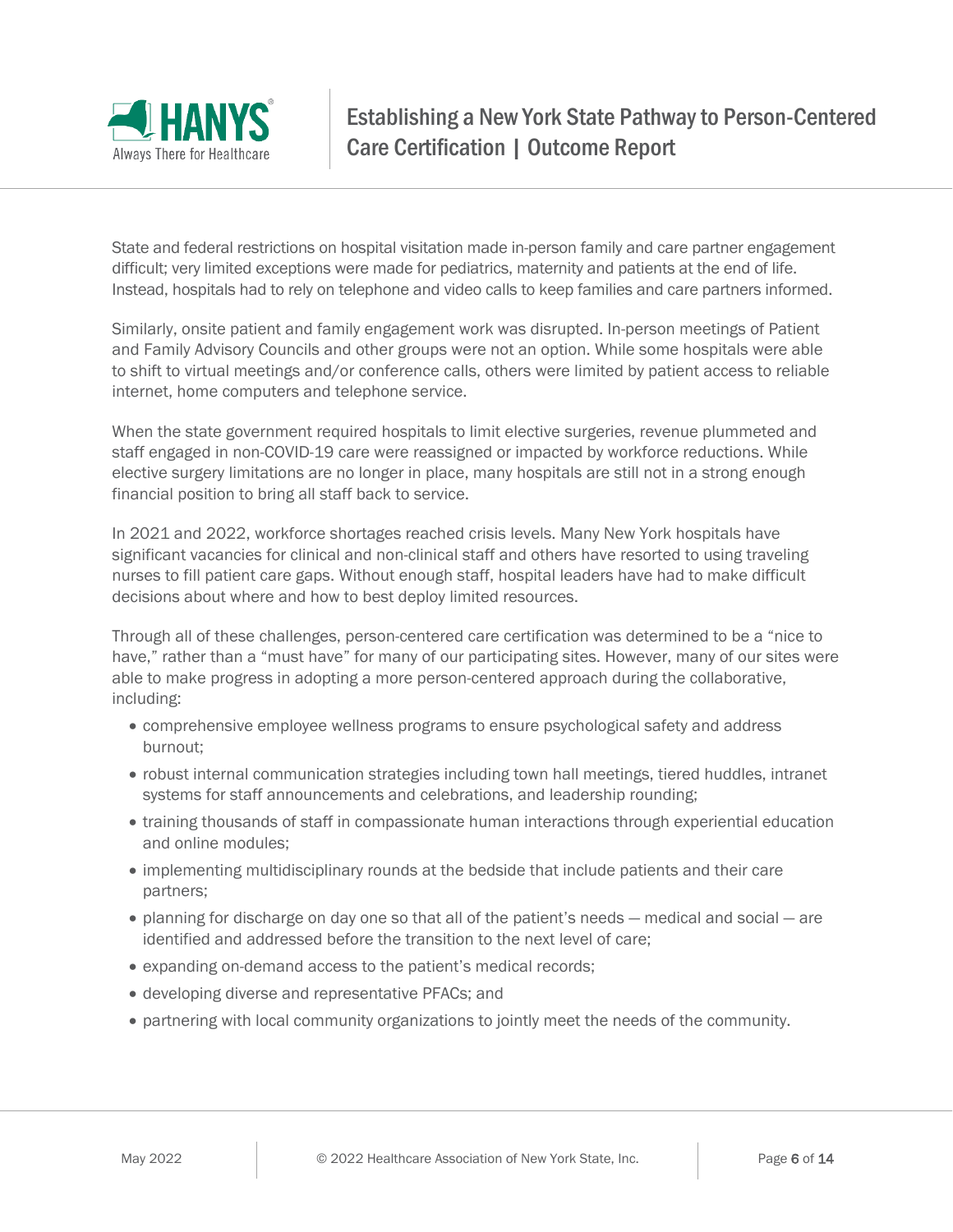State and federal restrictions on hospital visitation made in-person family and care partner engagement difficult; very limited exceptions were made for pediatrics, maternity and patients at the end of life. Instead, hospitals had to rely on telephone and video calls to keep families and care partners informed.

Similarly, onsite patient and family engagement work was disrupted. In-person meetings of Patient and Family Advisory Councils and other groups were not an option. While some hospitals were able to shift to virtual meetings and/or conference calls, others were limited by patient access to reliable internet, home computers and telephone service.

When the state government required hospitals to limit elective surgeries, revenue plummeted and staff engaged in non-COVID-19 care were reassigned or impacted by workforce reductions. While elective surgery limitations are no longer in place, many hospitals are still not in a strong enough financial position to bring all staff back to service.

In 2021 and 2022, workforce shortages reached crisis levels. Many New York hospitals have significant vacancies for clinical and non-clinical staff and others have resorted to using traveling nurses to fill patient care gaps. Without enough staff, hospital leaders have had to make difficult decisions about where and how to best deploy limited resources.

Through all of these challenges, person-centered care certification was determined to be a "nice to have," rather than a "must have" for many of our participating sites. However, many of our sites were able to make progress in adopting a more person-centered approach during the collaborative, including:

- comprehensive employee wellness programs to ensure psychological safety and address burnout;
- robust internal communication strategies including town hall meetings, tiered huddles, intranet systems for staff announcements and celebrations, and leadership rounding;
- training thousands of staff in compassionate human interactions through experiential education and online modules;
- implementing multidisciplinary rounds at the bedside that include patients and their care partners;
- planning for discharge on day one so that all of the patient's needs — medical and social — are identified and addressed before the transition to the next level of care;
- expanding on-demand access to the patient's medical records;
- developing diverse and representative PFACs; and
- partnering with local community organizations to jointly meet the needs of the community.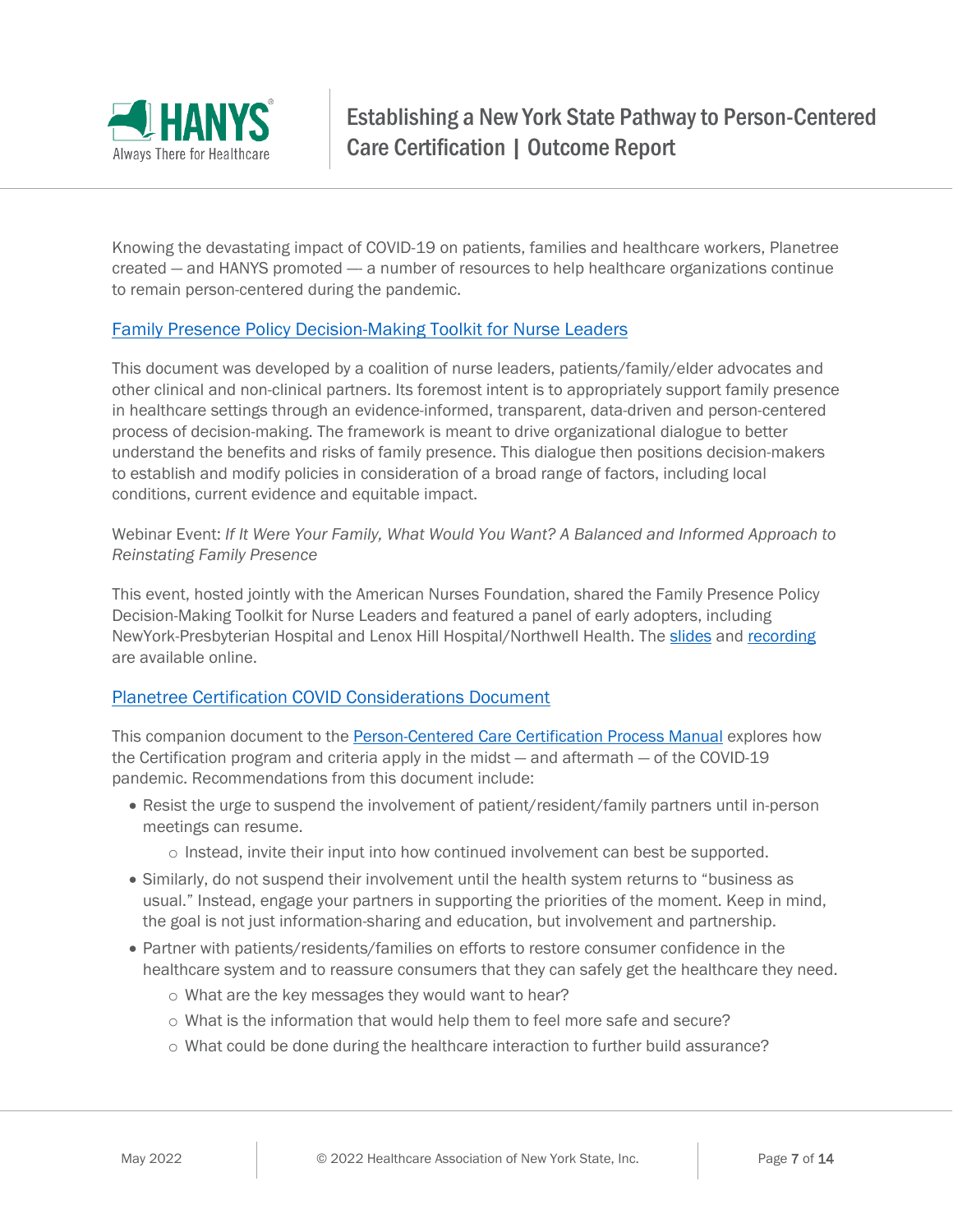Knowing the devastating impact of COVID-19 on patients, families and healthcare workers, Planetree created — and HANYS promoted — a number of resources to help healthcare organizations continue to remain person-centered during the pandemic.

[Family Presence Policy Decision-Making Toolkit for Nurse Leaders]

This document was developed by a coalition of nurse leaders, patients/family/elder advocates and other clinical and non-clinical partners. Its foremost intent is to appropriately support family presence in healthcare settings through an evidence-informed, transparent, data-driven and person-centered process of decision-making. The framework is meant to drive organizational dialogue to better understand the benefits and risks of family presence. This dialogue then positions decision-makers to establish and modify policies in consideration of a broad range of factors, including local conditions, current evidence and equitable impact.

Webinar Event: *If It Were Your Family, What Would You Want? A Balanced and Informed Approach to Reinstating Family Presence*

This event, hosted jointly with the American Nurses Foundation, shared the Family Presence Policy Decision-Making Toolkit for Nurse Leaders and featured a panel of early adopters, including NewYork-Presbyterian Hospital and Lenox Hill Hospital/Northwell Health. The slides and recording are available online.

[Planetree Certification COVID Considerations Document]

This companion document to the Person-Centered Care Certification Process Manual explores how the Certification program and criteria apply in the midst — and aftermath — of the COVID-19 pandemic. Recommendations from this document include:

- Resist the urge to suspend the involvement of patient/resident/family partners until in-person meetings can resume.
  - Instead, invite their input into how continued involvement can best be supported.
- Similarly, do not suspend their involvement until the health system returns to "business as usual." Instead, engage your partners in supporting the priorities of the moment. Keep in mind, the goal is not just information-sharing and education, but involvement and partnership.
- Partner with patients/residents/families on efforts to restore consumer confidence in the healthcare system and to reassure consumers that they can safely get the healthcare they need.
  - What are the key messages they would want to hear?
  - What is the information that would help them to feel more safe and secure?
  - What could be done during the healthcare interaction to further build assurance?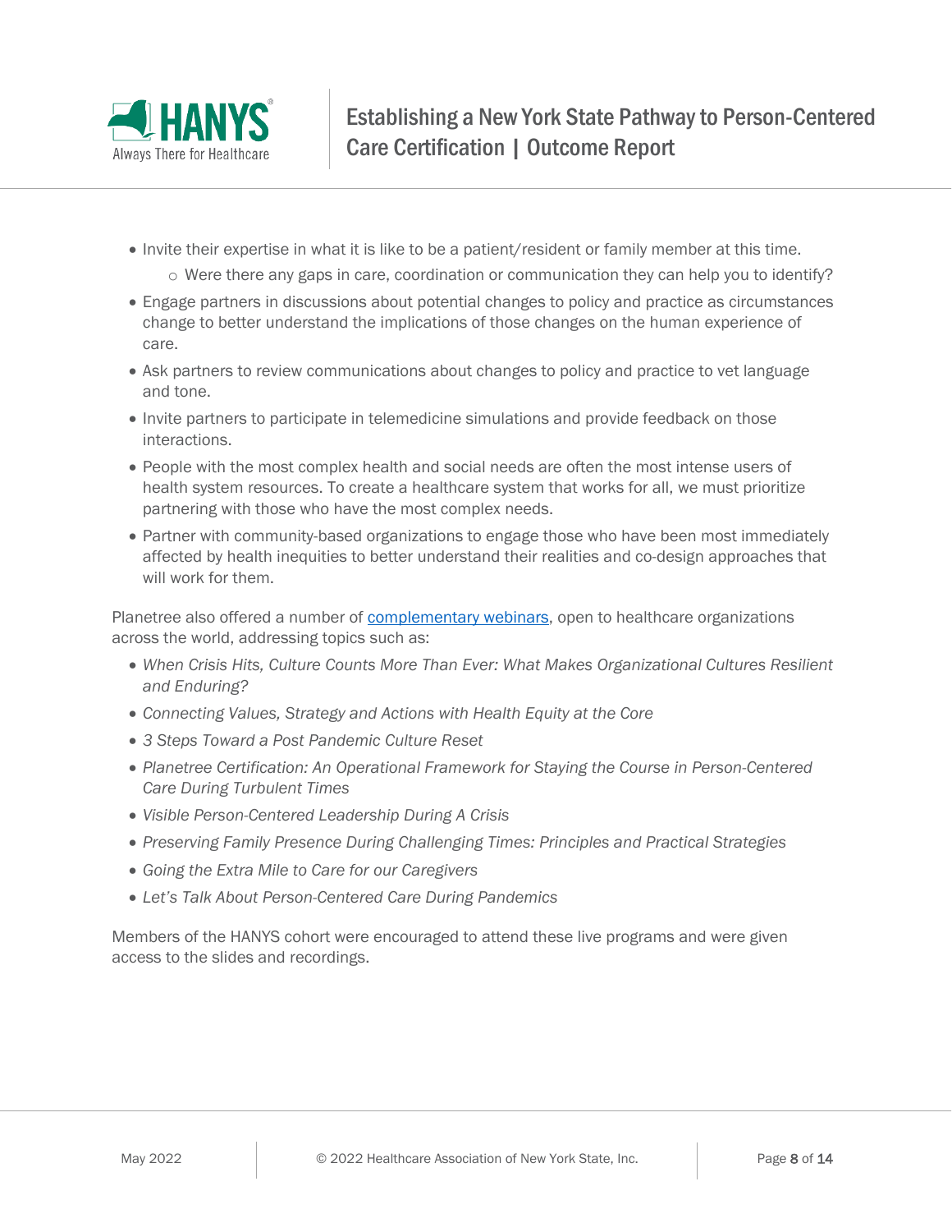- Invite their expertise in what it is like to be a patient/resident or family member at this time.
  - Were there any gaps in care, coordination or communication they can help you to identify?
- Engage partners in discussions about potential changes to policy and practice as circumstances change to better understand the implications of those changes on the human experience of care.
- Ask partners to review communications about changes to policy and practice to vet language and tone.
- Invite partners to participate in telemedicine simulations and provide feedback on those interactions.
- People with the most complex health and social needs are often the most intense users of health system resources. To create a healthcare system that works for all, we must prioritize partnering with those who have the most complex needs.
- Partner with community-based organizations to engage those who have been most immediately affected by health inequities to better understand their realities and co-design approaches that will work for them.

Planetree also offered a number of complementary webinars, open to healthcare organizations across the world, addressing topics such as:

- *When Crisis Hits, Culture Counts More Than Ever: What Makes Organizational Cultures Resilient and Enduring?*
- *Connecting Values, Strategy and Actions with Health Equity at the Core*
- *3 Steps Toward a Post Pandemic Culture Reset*
- *Planetree Certification: An Operational Framework for Staying the Course in Person-Centered Care During Turbulent Times*
- *Visible Person-Centered Leadership During A Crisis*
- *Preserving Family Presence During Challenging Times: Principles and Practical Strategies*
- *Going the Extra Mile to Care for our Caregivers*
- *Let's Talk About Person-Centered Care During Pandemics*

Members of the HANYS cohort were encouraged to attend these live programs and were given access to the slides and recordings.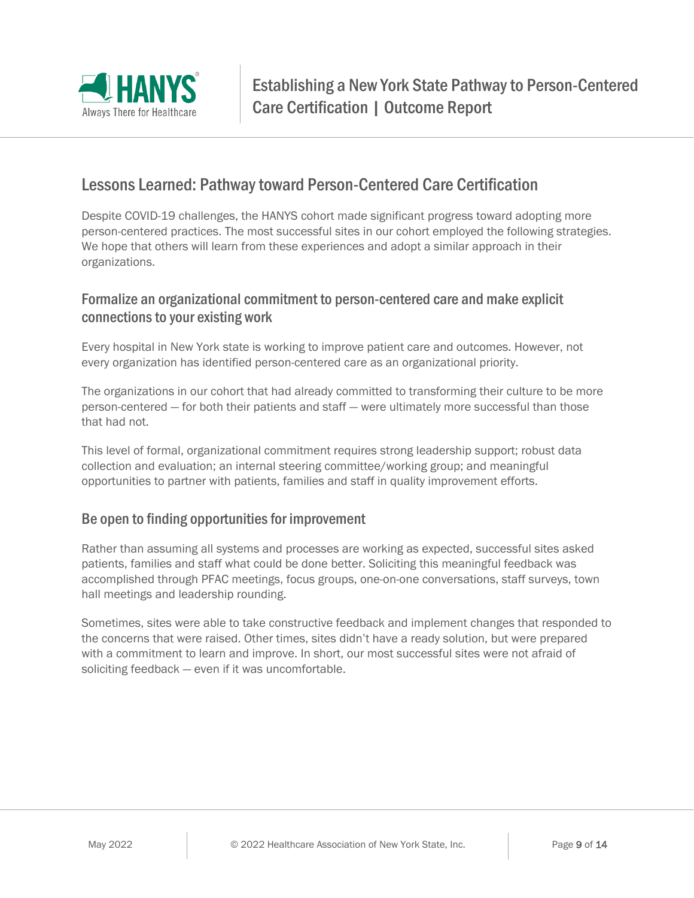## Lessons Learned: Pathway toward Person-Centered Care Certification

Despite COVID-19 challenges, the HANYS cohort made significant progress toward adopting more person-centered practices. The most successful sites in our cohort employed the following strategies. We hope that others will learn from these experiences and adopt a similar approach in their organizations.

### Formalize an organizational commitment to person-centered care and make explicit connections to your existing work

Every hospital in New York state is working to improve patient care and outcomes. However, not every organization has identified person-centered care as an organizational priority.

The organizations in our cohort that had already committed to transforming their culture to be more person-centered — for both their patients and staff — were ultimately more successful than those that had not.

This level of formal, organizational commitment requires strong leadership support; robust data collection and evaluation; an internal steering committee/working group; and meaningful opportunities to partner with patients, families and staff in quality improvement efforts.

### Be open to finding opportunities for improvement

Rather than assuming all systems and processes are working as expected, successful sites asked patients, families and staff what could be done better. Soliciting this meaningful feedback was accomplished through PFAC meetings, focus groups, one-on-one conversations, staff surveys, town hall meetings and leadership rounding.

Sometimes, sites were able to take constructive feedback and implement changes that responded to the concerns that were raised. Other times, sites didn't have a ready solution, but were prepared with a commitment to learn and improve. In short, our most successful sites were not afraid of soliciting feedback — even if it was uncomfortable.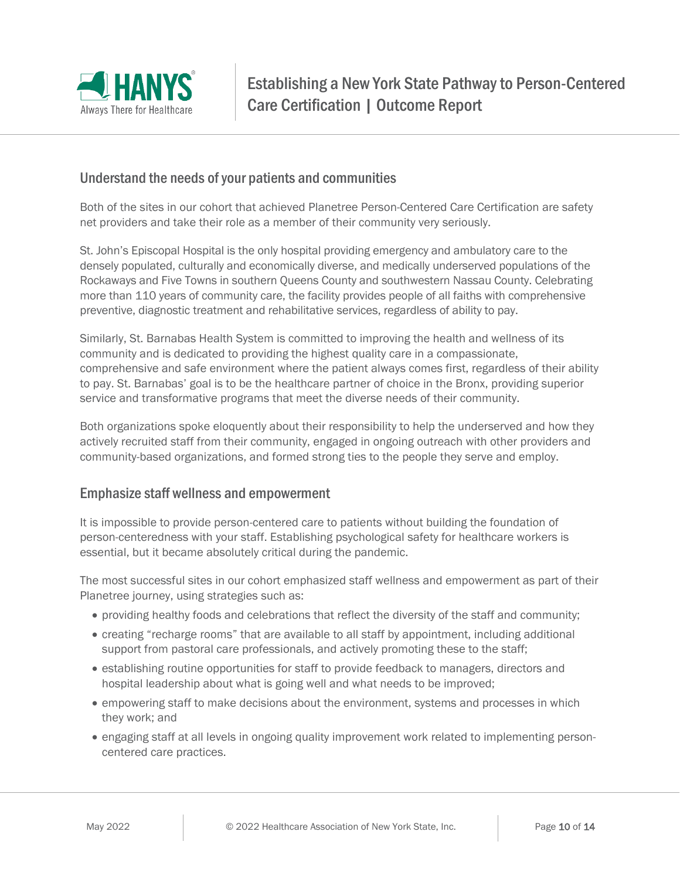## Understand the needs of your patients and communities

Both of the sites in our cohort that achieved Planetree Person-Centered Care Certification are safety net providers and take their role as a member of their community very seriously.

St. John's Episcopal Hospital is the only hospital providing emergency and ambulatory care to the densely populated, culturally and economically diverse, and medically underserved populations of the Rockaways and Five Towns in southern Queens County and southwestern Nassau County. Celebrating more than 110 years of community care, the facility provides people of all faiths with comprehensive preventive, diagnostic treatment and rehabilitative services, regardless of ability to pay.

Similarly, St. Barnabas Health System is committed to improving the health and wellness of its community and is dedicated to providing the highest quality care in a compassionate, comprehensive and safe environment where the patient always comes first, regardless of their ability to pay. St. Barnabas' goal is to be the healthcare partner of choice in the Bronx, providing superior service and transformative programs that meet the diverse needs of their community.

Both organizations spoke eloquently about their responsibility to help the underserved and how they actively recruited staff from their community, engaged in ongoing outreach with other providers and community-based organizations, and formed strong ties to the people they serve and employ.

## Emphasize staff wellness and empowerment

It is impossible to provide person-centered care to patients without building the foundation of person-centeredness with your staff. Establishing psychological safety for healthcare workers is essential, but it became absolutely critical during the pandemic.

The most successful sites in our cohort emphasized staff wellness and empowerment as part of their Planetree journey, using strategies such as:

- providing healthy foods and celebrations that reflect the diversity of the staff and community;
- creating "recharge rooms" that are available to all staff by appointment, including additional support from pastoral care professionals, and actively promoting these to the staff;
- establishing routine opportunities for staff to provide feedback to managers, directors and hospital leadership about what is going well and what needs to be improved;
- empowering staff to make decisions about the environment, systems and processes in which they work; and
- engaging staff at all levels in ongoing quality improvement work related to implementing person-centered care practices.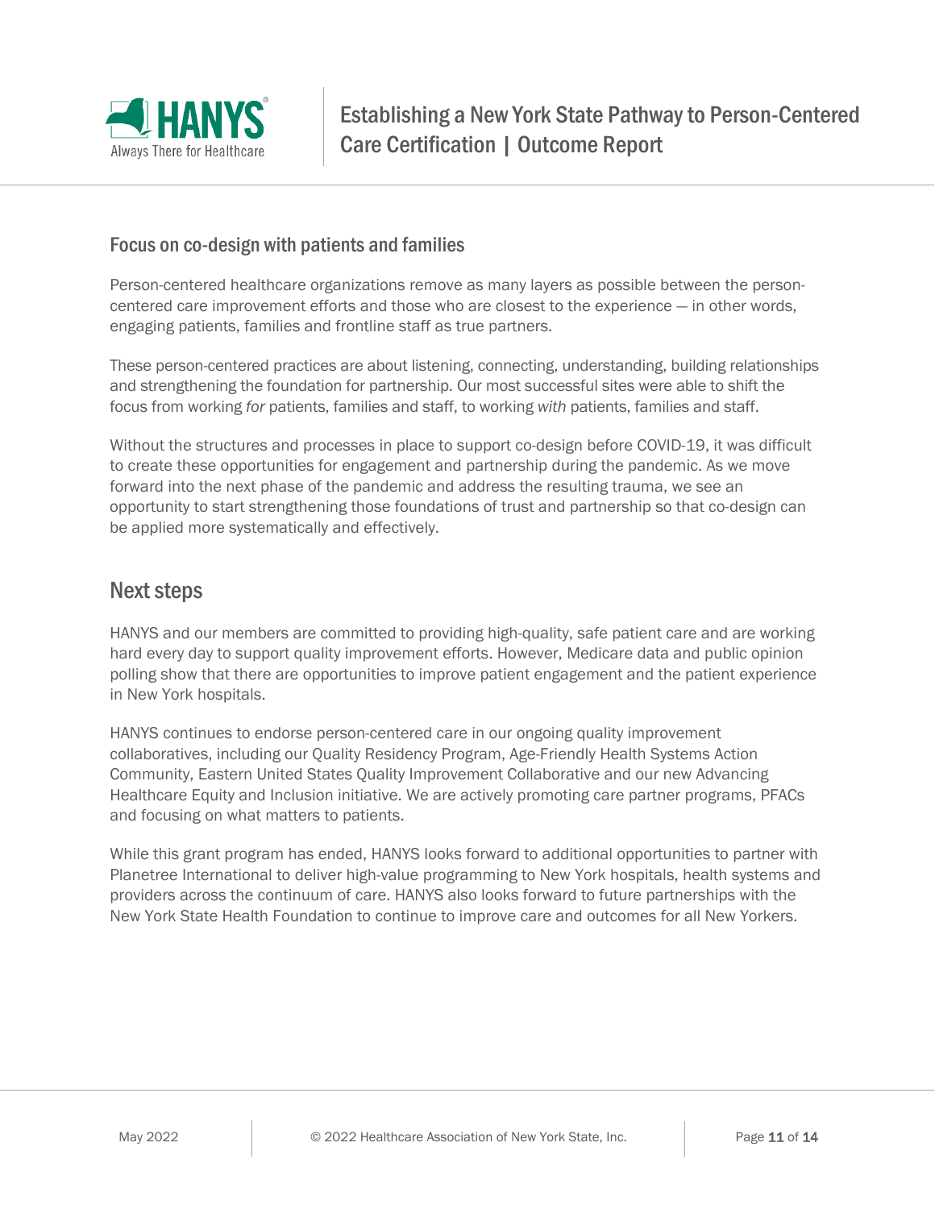### Focus on co-design with patients and families

Person-centered healthcare organizations remove as many layers as possible between the person-centered care improvement efforts and those who are closest to the experience — in other words, engaging patients, families and frontline staff as true partners.

These person-centered practices are about listening, connecting, understanding, building relationships and strengthening the foundation for partnership. Our most successful sites were able to shift the focus from working *for* patients, families and staff, to working *with* patients, families and staff.

Without the structures and processes in place to support co-design before COVID-19, it was difficult to create these opportunities for engagement and partnership during the pandemic. As we move forward into the next phase of the pandemic and address the resulting trauma, we see an opportunity to start strengthening those foundations of trust and partnership so that co-design can be applied more systematically and effectively.

## Next steps

HANYS and our members are committed to providing high-quality, safe patient care and are working hard every day to support quality improvement efforts. However, Medicare data and public opinion polling show that there are opportunities to improve patient engagement and the patient experience in New York hospitals.

HANYS continues to endorse person-centered care in our ongoing quality improvement collaboratives, including our Quality Residency Program, Age-Friendly Health Systems Action Community, Eastern United States Quality Improvement Collaborative and our new Advancing Healthcare Equity and Inclusion initiative. We are actively promoting care partner programs, PFACs and focusing on what matters to patients.

While this grant program has ended, HANYS looks forward to additional opportunities to partner with Planetree International to deliver high-value programming to New York hospitals, health systems and providers across the continuum of care. HANYS also looks forward to future partnerships with the New York State Health Foundation to continue to improve care and outcomes for all New Yorkers.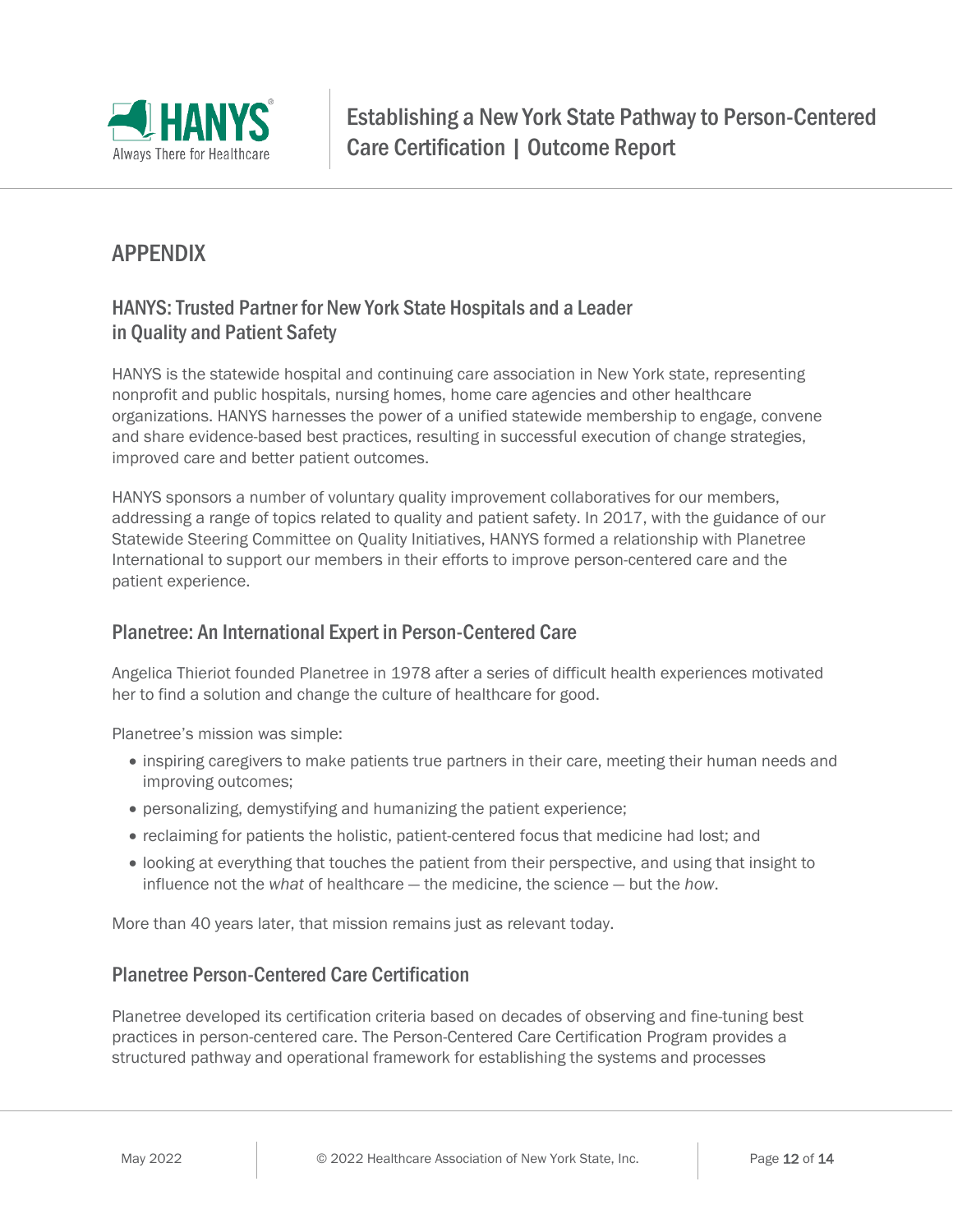# APPENDIX

## HANYS: Trusted Partner for New York State Hospitals and a Leader in Quality and Patient Safety

HANYS is the statewide hospital and continuing care association in New York state, representing nonprofit and public hospitals, nursing homes, home care agencies and other healthcare organizations. HANYS harnesses the power of a unified statewide membership to engage, convene and share evidence-based best practices, resulting in successful execution of change strategies, improved care and better patient outcomes.

HANYS sponsors a number of voluntary quality improvement collaboratives for our members, addressing a range of topics related to quality and patient safety. In 2017, with the guidance of our Statewide Steering Committee on Quality Initiatives, HANYS formed a relationship with Planetree International to support our members in their efforts to improve person-centered care and the patient experience.

## Planetree: An International Expert in Person-Centered Care

Angelica Thieriot founded Planetree in 1978 after a series of difficult health experiences motivated her to find a solution and change the culture of healthcare for good.

Planetree's mission was simple:

- inspiring caregivers to make patients true partners in their care, meeting their human needs and improving outcomes;
- personalizing, demystifying and humanizing the patient experience;
- reclaiming for patients the holistic, patient-centered focus that medicine had lost; and
- looking at everything that touches the patient from their perspective, and using that insight to influence not the *what* of healthcare — the medicine, the science — but the *how*.

More than 40 years later, that mission remains just as relevant today.

## Planetree Person-Centered Care Certification

Planetree developed its certification criteria based on decades of observing and fine-tuning best practices in person-centered care. The Person-Centered Care Certification Program provides a structured pathway and operational framework for establishing the systems and processes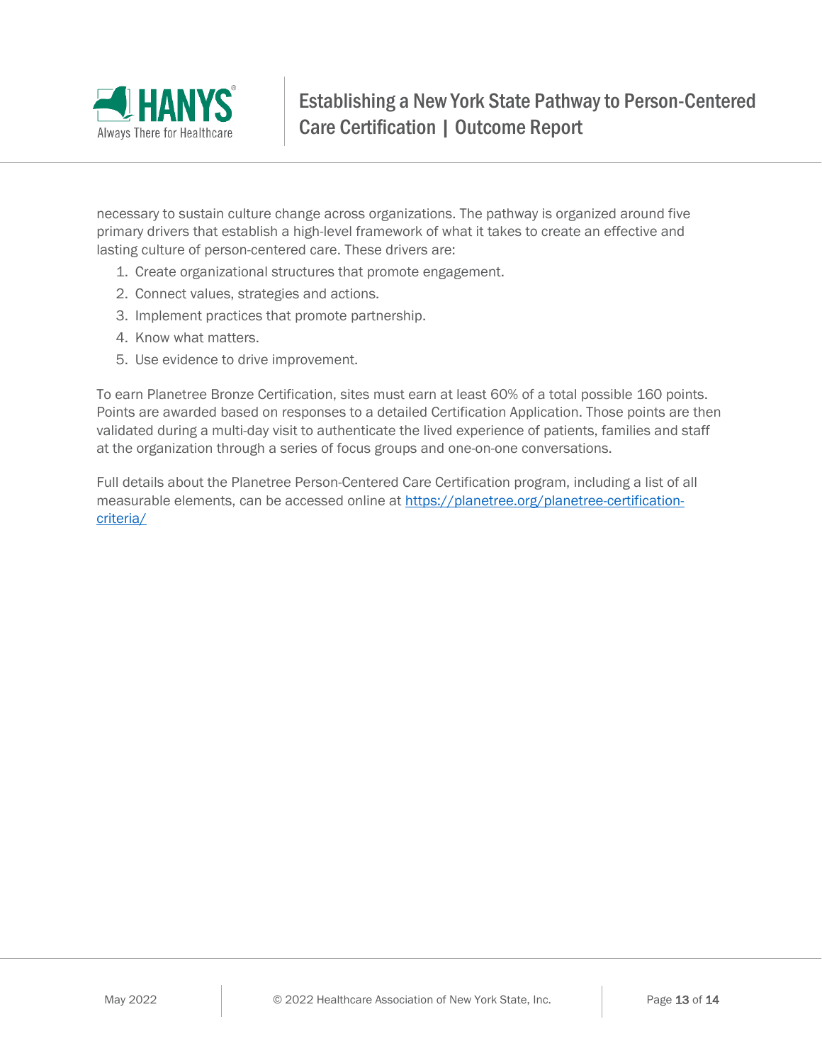necessary to sustain culture change across organizations. The pathway is organized around five primary drivers that establish a high-level framework of what it takes to create an effective and lasting culture of person-centered care. These drivers are:

1. Create organizational structures that promote engagement.
2. Connect values, strategies and actions.
3. Implement practices that promote partnership.
4. Know what matters.
5. Use evidence to drive improvement.

To earn Planetree Bronze Certification, sites must earn at least 60% of a total possible 160 points. Points are awarded based on responses to a detailed Certification Application. Those points are then validated during a multi-day visit to authenticate the lived experience of patients, families and staff at the organization through a series of focus groups and one-on-one conversations.

Full details about the Planetree Person-Centered Care Certification program, including a list of all measurable elements, can be accessed online at [https://planetree.org/planetree-certification-criteria/](https://planetree.org/planetree-certification-criteria/)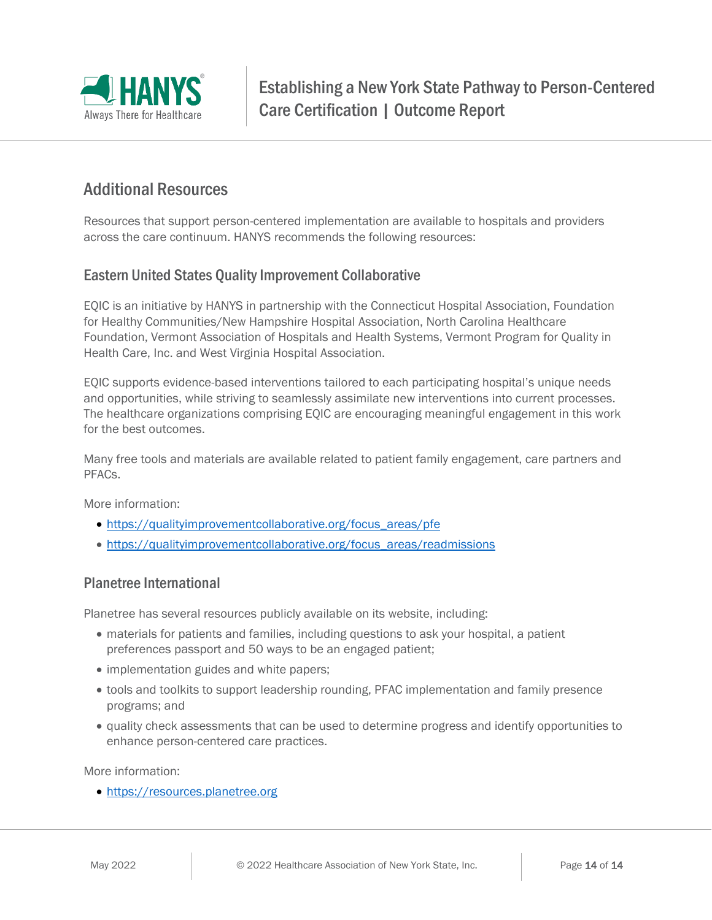## Additional Resources

Resources that support person-centered implementation are available to hospitals and providers across the care continuum. HANYS recommends the following resources:

### Eastern United States Quality Improvement Collaborative

EQIC is an initiative by HANYS in partnership with the Connecticut Hospital Association, Foundation for Healthy Communities/New Hampshire Hospital Association, North Carolina Healthcare Foundation, Vermont Association of Hospitals and Health Systems, Vermont Program for Quality in Health Care, Inc. and West Virginia Hospital Association.

EQIC supports evidence-based interventions tailored to each participating hospital's unique needs and opportunities, while striving to seamlessly assimilate new interventions into current processes. The healthcare organizations comprising EQIC are encouraging meaningful engagement in this work for the best outcomes.

Many free tools and materials are available related to patient family engagement, care partners and PFACs.

More information:

- https://qualityimprovementcollaborative.org/focus_areas/pfe
- https://qualityimprovementcollaborative.org/focus_areas/readmissions

### Planetree International

Planetree has several resources publicly available on its website, including:

- materials for patients and families, including questions to ask your hospital, a patient preferences passport and 50 ways to be an engaged patient;
- implementation guides and white papers;
- tools and toolkits to support leadership rounding, PFAC implementation and family presence programs; and
- quality check assessments that can be used to determine progress and identify opportunities to enhance person-centered care practices.

More information:

- https://resources.planetree.org